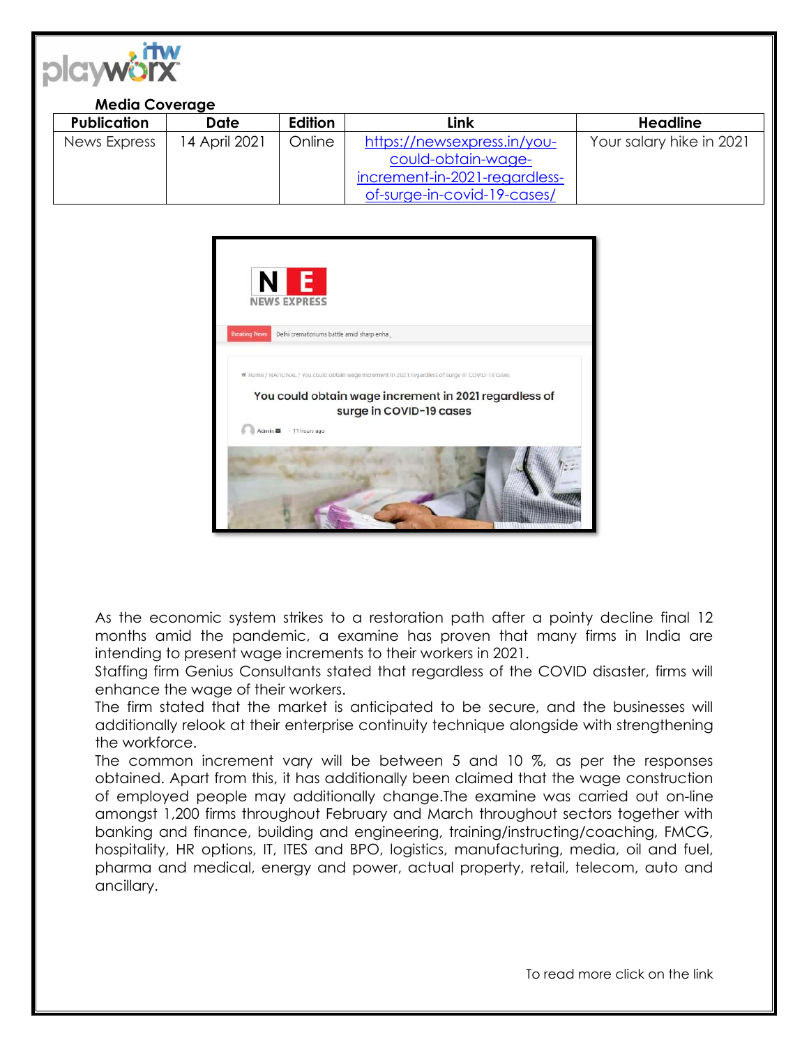**Media Coverage**

| Publication | Date | Edition | Link | Headline |
|---|---|---|---|---|
| News Express | 14 April 2021 | Online | https://newsexpress.in/you-could-obtain-wage-increment-in-2021-regardless-of-surge-in-covid-19-cases/ | Your salary hike in 2021 |

As the economic system strikes to a restoration path after a pointy decline final 12 months amid the pandemic, a examine has proven that many firms in India are intending to present wage increments to their workers in 2021.

Staffing firm Genius Consultants stated that regardless of the COVID disaster, firms will enhance the wage of their workers.

The firm stated that the market is anticipated to be secure, and the businesses will additionally relook at their enterprise continuity technique alongside with strengthening the workforce.

The common increment vary will be between 5 and 10 %, as per the responses obtained. Apart from this, it has additionally been claimed that the wage construction of employed people may additionally change.The examine was carried out on-line amongst 1,200 firms throughout February and March throughout sectors together with banking and finance, building and engineering, training/instructing/coaching, FMCG, hospitality, HR options, IT, ITES and BPO, logistics, manufacturing, media, oil and fuel, pharma and medical, energy and power, actual property, retail, telecom, auto and ancillary.

To read more click on the link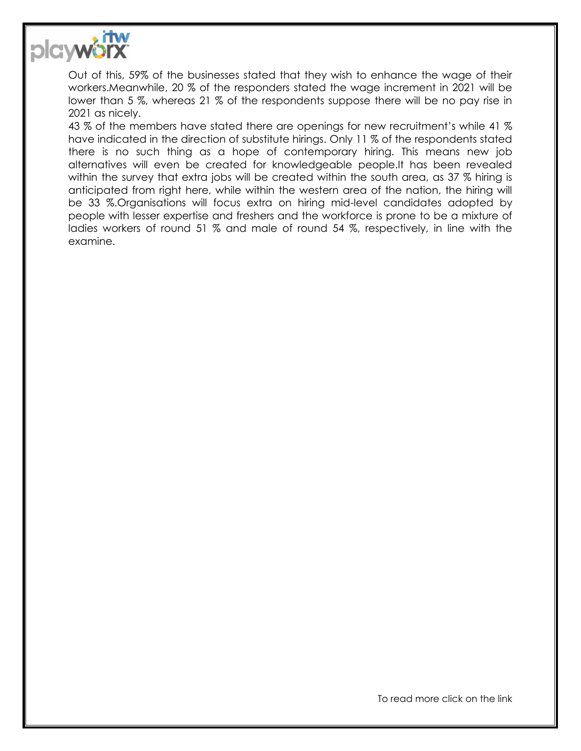Out of this, 59% of the businesses stated that they wish to enhance the wage of their workers.Meanwhile, 20 % of the responders stated the wage increment in 2021 will be lower than 5 %, whereas 21 % of the respondents suppose there will be no pay rise in 2021 as nicely.

43 % of the members have stated there are openings for new recruitment's while 41 % have indicated in the direction of substitute hirings. Only 11 % of the respondents stated there is no such thing as a hope of contemporary hiring. This means new job alternatives will even be created for knowledgeable people.It has been revealed within the survey that extra jobs will be created within the south area, as 37 % hiring is anticipated from right here, while within the western area of the nation, the hiring will be 33 %.Organisations will focus extra on hiring mid-level candidates adopted by people with lesser expertise and freshers and the workforce is prone to be a mixture of ladies workers of round 51 % and male of round 54 %, respectively, in line with the examine.

To read more click on the link